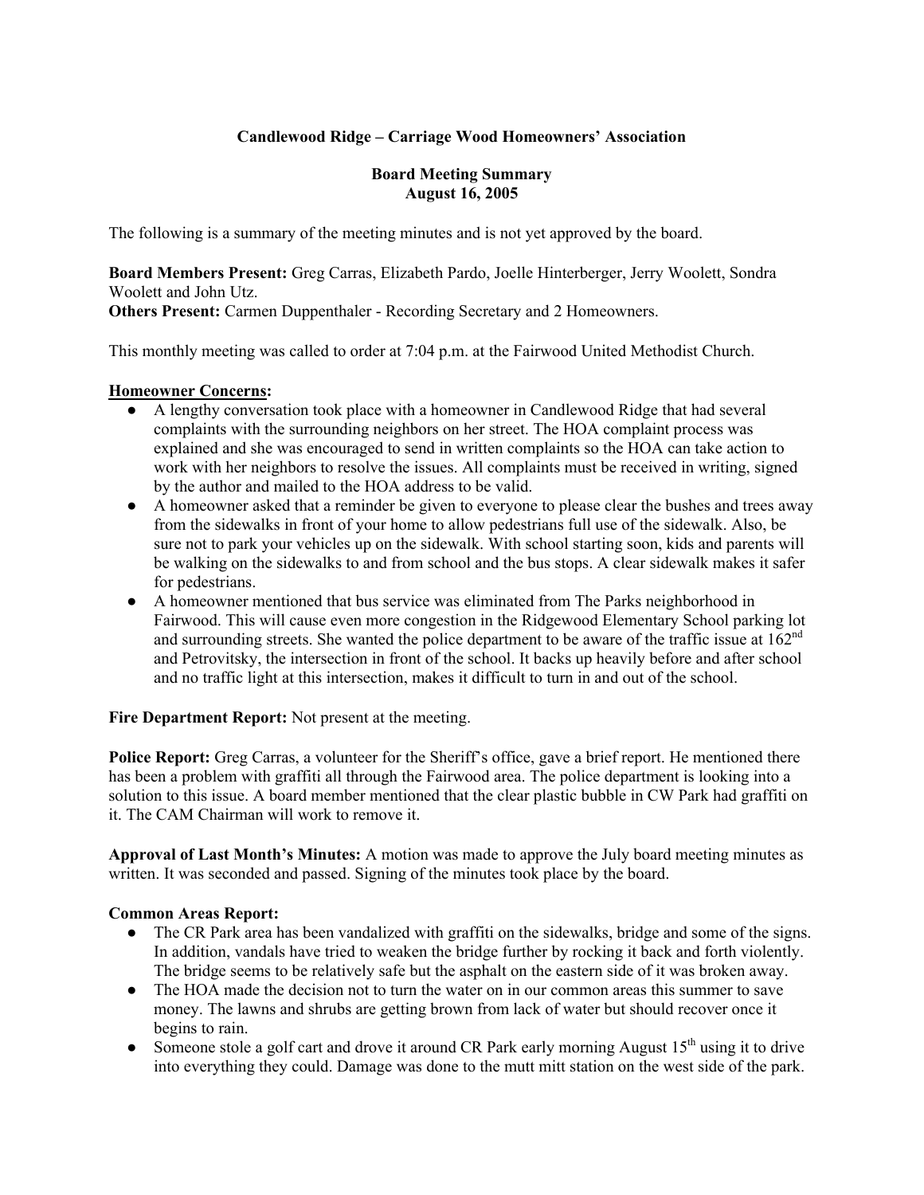**Candlewood Ridge – Carriage Wood Homeowners' Association**

**Board Meeting Summary**
**August 16, 2005**

The following is a summary of the meeting minutes and is not yet approved by the board.

**Board Members Present:** Greg Carras, Elizabeth Pardo, Joelle Hinterberger, Jerry Woolett, Sondra Woolett and John Utz.
**Others Present:** Carmen Duppenthaler - Recording Secretary and 2 Homeowners.

This monthly meeting was called to order at 7:04 p.m. at the Fairwood United Methodist Church.

**Homeowner Concerns:**

- A lengthy conversation took place with a homeowner in Candlewood Ridge that had several complaints with the surrounding neighbors on her street. The HOA complaint process was explained and she was encouraged to send in written complaints so the HOA can take action to work with her neighbors to resolve the issues. All complaints must be received in writing, signed by the author and mailed to the HOA address to be valid.
- A homeowner asked that a reminder be given to everyone to please clear the bushes and trees away from the sidewalks in front of your home to allow pedestrians full use of the sidewalk. Also, be sure not to park your vehicles up on the sidewalk. With school starting soon, kids and parents will be walking on the sidewalks to and from school and the bus stops. A clear sidewalk makes it safer for pedestrians.
- A homeowner mentioned that bus service was eliminated from The Parks neighborhood in Fairwood. This will cause even more congestion in the Ridgewood Elementary School parking lot and surrounding streets. She wanted the police department to be aware of the traffic issue at 162nd and Petrovitsky, the intersection in front of the school. It backs up heavily before and after school and no traffic light at this intersection, makes it difficult to turn in and out of the school.

**Fire Department Report:** Not present at the meeting.

**Police Report:** Greg Carras, a volunteer for the Sheriff's office, gave a brief report. He mentioned there has been a problem with graffiti all through the Fairwood area. The police department is looking into a solution to this issue. A board member mentioned that the clear plastic bubble in CW Park had graffiti on it. The CAM Chairman will work to remove it.

**Approval of Last Month's Minutes:** A motion was made to approve the July board meeting minutes as written. It was seconded and passed. Signing of the minutes took place by the board.

**Common Areas Report:**

- The CR Park area has been vandalized with graffiti on the sidewalks, bridge and some of the signs. In addition, vandals have tried to weaken the bridge further by rocking it back and forth violently. The bridge seems to be relatively safe but the asphalt on the eastern side of it was broken away.
- The HOA made the decision not to turn the water on in our common areas this summer to save money. The lawns and shrubs are getting brown from lack of water but should recover once it begins to rain.
- Someone stole a golf cart and drove it around CR Park early morning August 15th using it to drive into everything they could. Damage was done to the mutt mitt station on the west side of the park.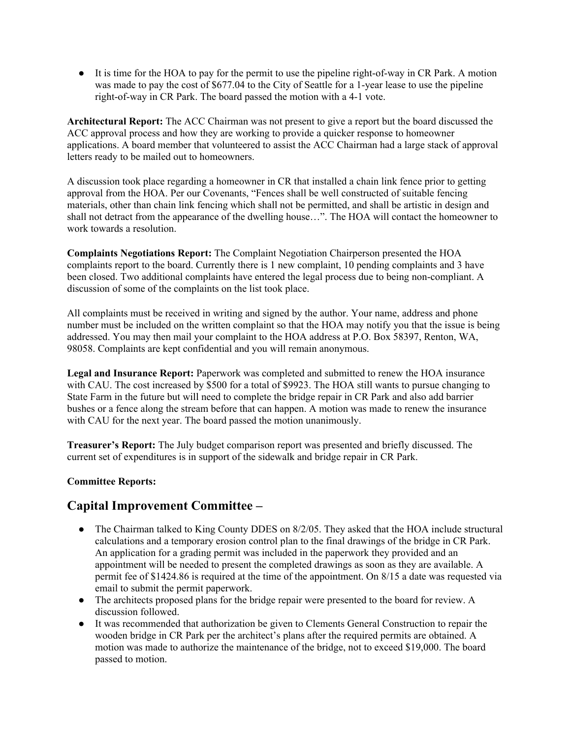- It is time for the HOA to pay for the permit to use the pipeline right-of-way in CR Park. A motion was made to pay the cost of $677.04 to the City of Seattle for a 1-year lease to use the pipeline right-of-way in CR Park. The board passed the motion with a 4-1 vote.

**Architectural Report:** The ACC Chairman was not present to give a report but the board discussed the ACC approval process and how they are working to provide a quicker response to homeowner applications. A board member that volunteered to assist the ACC Chairman had a large stack of approval letters ready to be mailed out to homeowners.

A discussion took place regarding a homeowner in CR that installed a chain link fence prior to getting approval from the HOA. Per our Covenants, "Fences shall be well constructed of suitable fencing materials, other than chain link fencing which shall not be permitted, and shall be artistic in design and shall not detract from the appearance of the dwelling house…". The HOA will contact the homeowner to work towards a resolution.

**Complaints Negotiations Report:** The Complaint Negotiation Chairperson presented the HOA complaints report to the board. Currently there is 1 new complaint, 10 pending complaints and 3 have been closed. Two additional complaints have entered the legal process due to being non-compliant. A discussion of some of the complaints on the list took place.

All complaints must be received in writing and signed by the author. Your name, address and phone number must be included on the written complaint so that the HOA may notify you that the issue is being addressed. You may then mail your complaint to the HOA address at P.O. Box 58397, Renton, WA, 98058. Complaints are kept confidential and you will remain anonymous.

**Legal and Insurance Report:** Paperwork was completed and submitted to renew the HOA insurance with CAU. The cost increased by $500 for a total of $9923. The HOA still wants to pursue changing to State Farm in the future but will need to complete the bridge repair in CR Park and also add barrier bushes or a fence along the stream before that can happen. A motion was made to renew the insurance with CAU for the next year. The board passed the motion unanimously.

**Treasurer's Report:** The July budget comparison report was presented and briefly discussed. The current set of expenditures is in support of the sidewalk and bridge repair in CR Park.

**Committee Reports:**

## Capital Improvement Committee –

- The Chairman talked to King County DDES on 8/2/05. They asked that the HOA include structural calculations and a temporary erosion control plan to the final drawings of the bridge in CR Park. An application for a grading permit was included in the paperwork they provided and an appointment will be needed to present the completed drawings as soon as they are available. A permit fee of $1424.86 is required at the time of the appointment. On 8/15 a date was requested via email to submit the permit paperwork.
- The architects proposed plans for the bridge repair were presented to the board for review. A discussion followed.
- It was recommended that authorization be given to Clements General Construction to repair the wooden bridge in CR Park per the architect's plans after the required permits are obtained. A motion was made to authorize the maintenance of the bridge, not to exceed $19,000. The board passed to motion.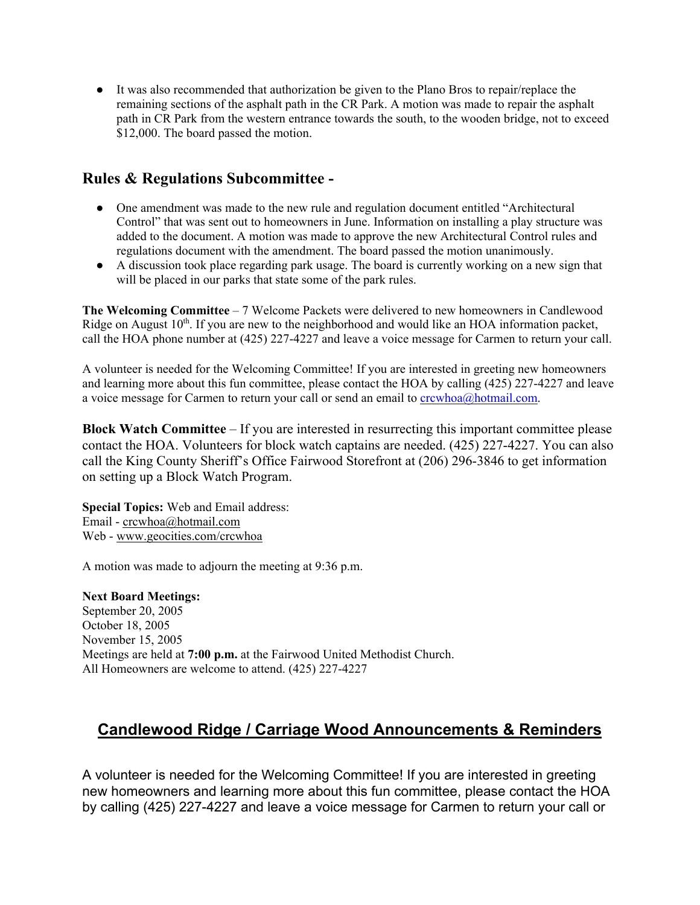- It was also recommended that authorization be given to the Plano Bros to repair/replace the remaining sections of the asphalt path in the CR Park. A motion was made to repair the asphalt path in CR Park from the western entrance towards the south, to the wooden bridge, not to exceed $12,000. The board passed the motion.

## Rules & Regulations Subcommittee -

- One amendment was made to the new rule and regulation document entitled "Architectural Control" that was sent out to homeowners in June. Information on installing a play structure was added to the document. A motion was made to approve the new Architectural Control rules and regulations document with the amendment. The board passed the motion unanimously.
- A discussion took place regarding park usage. The board is currently working on a new sign that will be placed in our parks that state some of the park rules.

**The Welcoming Committee** – 7 Welcome Packets were delivered to new homeowners in Candlewood Ridge on August 10th. If you are new to the neighborhood and would like an HOA information packet, call the HOA phone number at (425) 227-4227 and leave a voice message for Carmen to return your call.

A volunteer is needed for the Welcoming Committee! If you are interested in greeting new homeowners and learning more about this fun committee, please contact the HOA by calling (425) 227-4227 and leave a voice message for Carmen to return your call or send an email to crcwhoa@hotmail.com.

**Block Watch Committee** – If you are interested in resurrecting this important committee please contact the HOA. Volunteers for block watch captains are needed. (425) 227-4227. You can also call the King County Sheriff's Office Fairwood Storefront at (206) 296-3846 to get information on setting up a Block Watch Program.

**Special Topics:** Web and Email address:
Email - crcwhoa@hotmail.com
Web - www.geocities.com/crcwhoa

A motion was made to adjourn the meeting at 9:36 p.m.

**Next Board Meetings:**
September 20, 2005
October 18, 2005
November 15, 2005
Meetings are held at **7:00 p.m.** at the Fairwood United Methodist Church.
All Homeowners are welcome to attend. (425) 227-4227

## Candlewood Ridge / Carriage Wood Announcements & Reminders

A volunteer is needed for the Welcoming Committee! If you are interested in greeting new homeowners and learning more about this fun committee, please contact the HOA by calling (425) 227-4227 and leave a voice message for Carmen to return your call or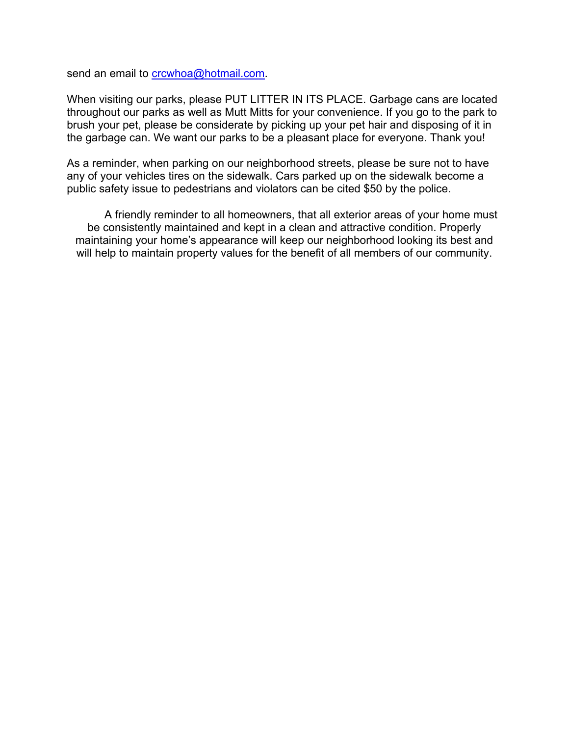send an email to [crcwhoa@hotmail.com](mailto:crcwhoa@hotmail.com).

When visiting our parks, please PUT LITTER IN ITS PLACE. Garbage cans are located throughout our parks as well as Mutt Mitts for your convenience. If you go to the park to brush your pet, please be considerate by picking up your pet hair and disposing of it in the garbage can. We want our parks to be a pleasant place for everyone. Thank you!

As a reminder, when parking on our neighborhood streets, please be sure not to have any of your vehicles tires on the sidewalk. Cars parked up on the sidewalk become a public safety issue to pedestrians and violators can be cited $50 by the police.

A friendly reminder to all homeowners, that all exterior areas of your home must be consistently maintained and kept in a clean and attractive condition. Properly maintaining your home's appearance will keep our neighborhood looking its best and will help to maintain property values for the benefit of all members of our community.